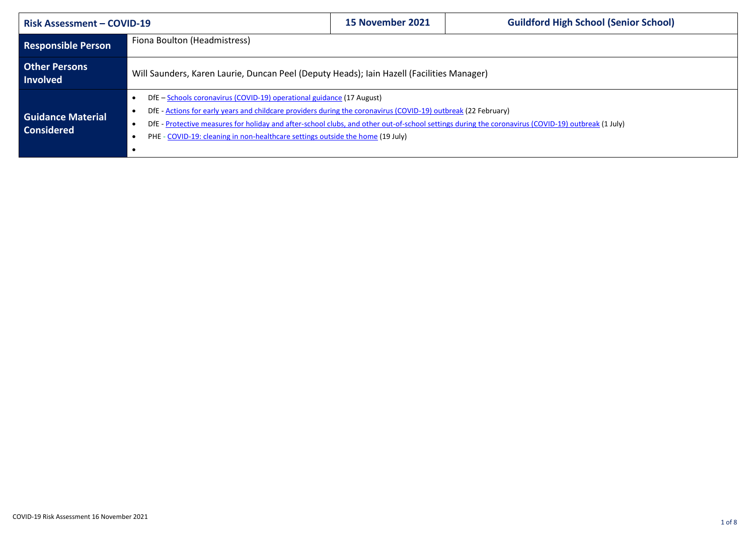| Risk Assessment – COVID-19 | 15 November 2021 | Guildford High School (Senior School) |
| --- | --- | --- |
| **Responsible Person** | Fiona Boulton (Headmistress) | |
| **Other Persons Involved** | Will Saunders, Karen Laurie, Duncan Peel (Deputy Heads); Iain Hazell (Facilities Manager) | |
| **Guidance Material Considered** | • DfE – Schools coronavirus (COVID-19) operational guidance (17 August)<br>• DfE - Actions for early years and childcare providers during the coronavirus (COVID-19) outbreak (22 February)<br>• DfE - Protective measures for holiday and after-school clubs, and other out-of-school settings during the coronavirus (COVID-19) outbreak (1 July)<br>• PHE - COVID-19: cleaning in non-healthcare settings outside the home (19 July)<br>• | |

COVID-19 Risk Assessment 16 November 2021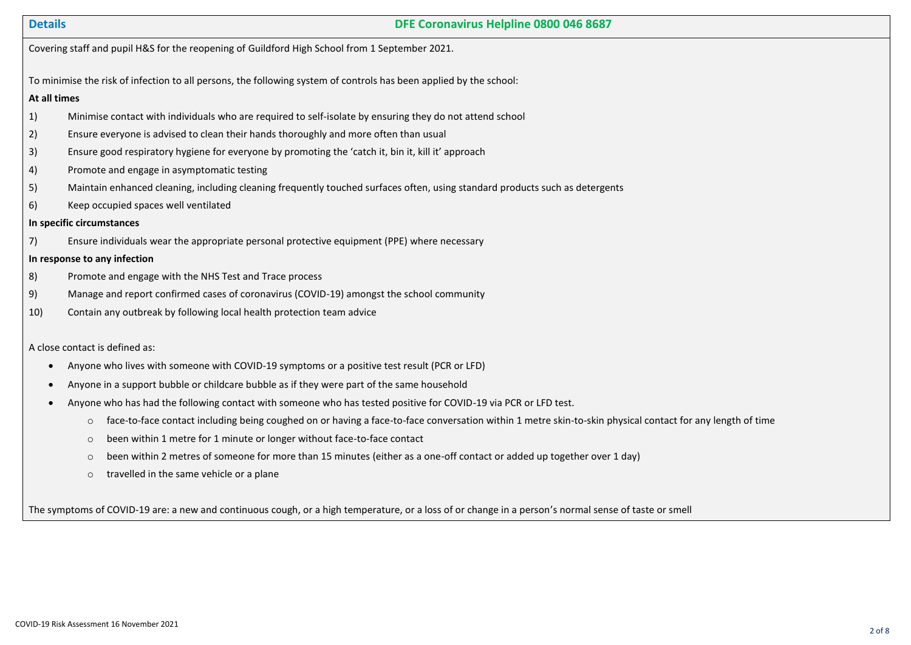## Details

## DFE Coronavirus Helpline 0800 046 8687

Covering staff and pupil H&S for the reopening of Guildford High School from 1 September 2021.

To minimise the risk of infection to all persons, the following system of controls has been applied by the school:

**At all times**

1) Minimise contact with individuals who are required to self-isolate by ensuring they do not attend school
2) Ensure everyone is advised to clean their hands thoroughly and more often than usual
3) Ensure good respiratory hygiene for everyone by promoting the 'catch it, bin it, kill it' approach
4) Promote and engage in asymptomatic testing
5) Maintain enhanced cleaning, including cleaning frequently touched surfaces often, using standard products such as detergents
6) Keep occupied spaces well ventilated

**In specific circumstances**

7) Ensure individuals wear the appropriate personal protective equipment (PPE) where necessary

**In response to any infection**

8) Promote and engage with the NHS Test and Trace process
9) Manage and report confirmed cases of coronavirus (COVID-19) amongst the school community
10) Contain any outbreak by following local health protection team advice

A close contact is defined as:

- Anyone who lives with someone with COVID-19 symptoms or a positive test result (PCR or LFD)
- Anyone in a support bubble or childcare bubble as if they were part of the same household
- Anyone who has had the following contact with someone who has tested positive for COVID-19 via PCR or LFD test.
  - face-to-face contact including being coughed on or having a face-to-face conversation within 1 metre skin-to-skin physical contact for any length of time
  - been within 1 metre for 1 minute or longer without face-to-face contact
  - been within 2 metres of someone for more than 15 minutes (either as a one-off contact or added up together over 1 day)
  - travelled in the same vehicle or a plane

The symptoms of COVID-19 are: a new and continuous cough, or a high temperature, or a loss of or change in a person's normal sense of taste or smell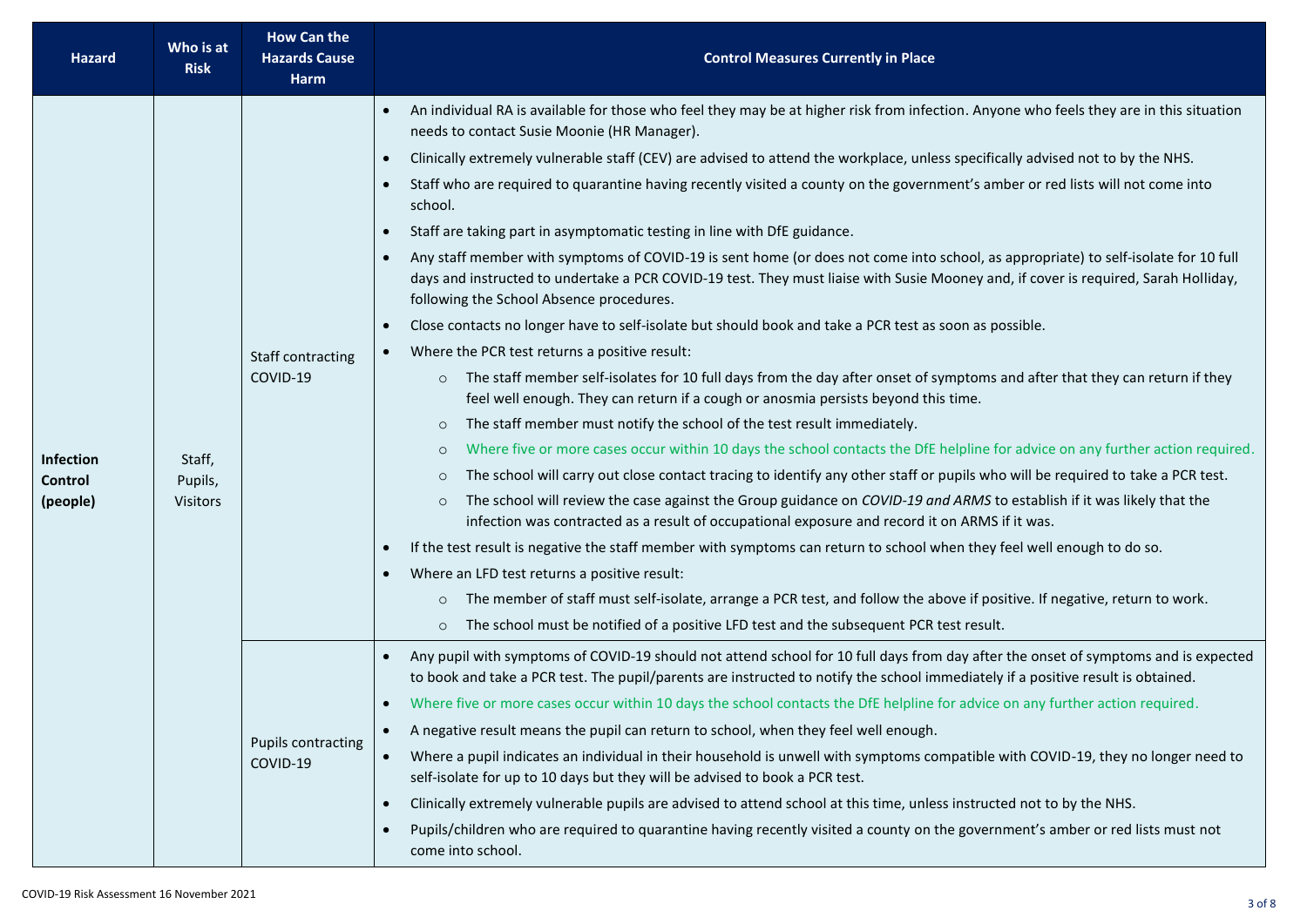| Hazard | Who is at Risk | How Can the Hazards Cause Harm | Control Measures Currently in Place |
|---|---|---|---|
| **Infection Control (people)** | Staff, Pupils, Visitors | Staff contracting COVID-19 | • An individual RA is available for those who feel they may be at higher risk from infection. Anyone who feels they are in this situation needs to contact Susie Moonie (HR Manager).<br>• Clinically extremely vulnerable staff (CEV) are advised to attend the workplace, unless specifically advised not to by the NHS.<br>• Staff who are required to quarantine having recently visited a county on the government's amber or red lists will not come into school.<br>• Staff are taking part in asymptomatic testing in line with DfE guidance.<br>• Any staff member with symptoms of COVID-19 is sent home (or does not come into school, as appropriate) to self-isolate for 10 full days and instructed to undertake a PCR COVID-19 test. They must liaise with Susie Mooney and, if cover is required, Sarah Holliday, following the School Absence procedures.<br>• Close contacts no longer have to self-isolate but should book and take a PCR test as soon as possible.<br>• Where the PCR test returns a positive result:<br>&nbsp;&nbsp;○ The staff member self-isolates for 10 full days from the day after onset of symptoms and after that they can return if they feel well enough. They can return if a cough or anosmia persists beyond this time.<br>&nbsp;&nbsp;○ The staff member must notify the school of the test result immediately.<br>&nbsp;&nbsp;○ Where five or more cases occur within 10 days the school contacts the DfE helpline for advice on any further action required.<br>&nbsp;&nbsp;○ The school will carry out close contact tracing to identify any other staff or pupils who will be required to take a PCR test.<br>&nbsp;&nbsp;○ The school will review the case against the Group guidance on *COVID-19 and ARMS* to establish if it was likely that the infection was contracted as a result of occupational exposure and record it on ARMS if it was.<br>• If the test result is negative the staff member with symptoms can return to school when they feel well enough to do so.<br>• Where an LFD test returns a positive result:<br>&nbsp;&nbsp;○ The member of staff must self-isolate, arrange a PCR test, and follow the above if positive. If negative, return to work.<br>&nbsp;&nbsp;○ The school must be notified of a positive LFD test and the subsequent PCR test result. |
| | | Pupils contracting COVID-19 | • Any pupil with symptoms of COVID-19 should not attend school for 10 full days from day after the onset of symptoms and is expected to book and take a PCR test. The pupil/parents are instructed to notify the school immediately if a positive result is obtained.<br>• Where five or more cases occur within 10 days the school contacts the DfE helpline for advice on any further action required.<br>• A negative result means the pupil can return to school, when they feel well enough.<br>• Where a pupil indicates an individual in their household is unwell with symptoms compatible with COVID-19, they no longer need to self-isolate for up to 10 days but they will be advised to book a PCR test.<br>• Clinically extremely vulnerable pupils are advised to attend school at this time, unless instructed not to by the NHS.<br>• Pupils/children who are required to quarantine having recently visited a county on the government's amber or red lists must not come into school. |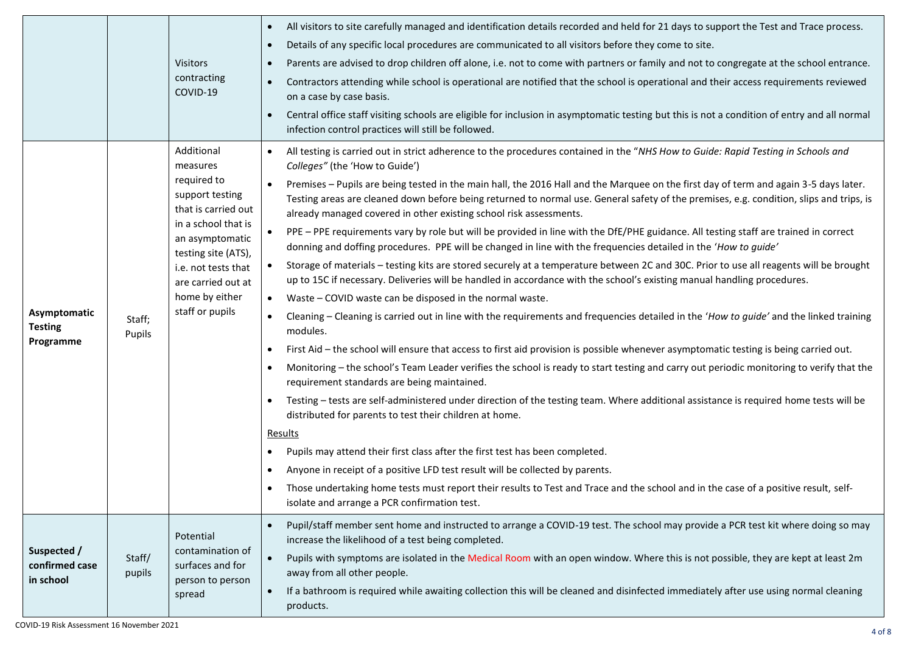| | | | |
|---|---|---|---|
| | | Visitors contracting COVID-19 | • All visitors to site carefully managed and identification details recorded and held for 21 days to support the Test and Trace process.<br>• Details of any specific local procedures are communicated to all visitors before they come to site.<br>• Parents are advised to drop children off alone, i.e. not to come with partners or family and not to congregate at the school entrance.<br>• Contractors attending while school is operational are notified that the school is operational and their access requirements reviewed on a case by case basis.<br>• Central office staff visiting schools are eligible for inclusion in asymptomatic testing but this is not a condition of entry and all normal infection control practices will still be followed. |
| **Asymptomatic Testing Programme** | Staff; Pupils | Additional measures required to support testing that is carried out in a school that is an asymptomatic testing site (ATS), i.e. not tests that are carried out at home by either staff or pupils | • All testing is carried out in strict adherence to the procedures contained in the "*NHS How to Guide: Rapid Testing in Schools and Colleges"* (the 'How to Guide')<br>• Premises – Pupils are being tested in the main hall, the 2016 Hall and the Marquee on the first day of term and again 3-5 days later. Testing areas are cleaned down before being returned to normal use. General safety of the premises, e.g. condition, slips and trips, is already managed covered in other existing school risk assessments.<br>• PPE – PPE requirements vary by role but will be provided in line with the DfE/PHE guidance. All testing staff are trained in correct donning and doffing procedures. PPE will be changed in line with the frequencies detailed in the '*How to guide'*<br>• Storage of materials – testing kits are stored securely at a temperature between 2C and 30C. Prior to use all reagents will be brought up to 15C if necessary. Deliveries will be handled in accordance with the school's existing manual handling procedures.<br>• Waste – COVID waste can be disposed in the normal waste.<br>• Cleaning – Cleaning is carried out in line with the requirements and frequencies detailed in the '*How to guide'* and the linked training modules.<br>• First Aid – the school will ensure that access to first aid provision is possible whenever asymptomatic testing is being carried out.<br>• Monitoring – the school's Team Leader verifies the school is ready to start testing and carry out periodic monitoring to verify that the requirement standards are being maintained.<br>• Testing – tests are self-administered under direction of the testing team. Where additional assistance is required home tests will be distributed for parents to test their children at home.<br><u>Results</u><br>• Pupils may attend their first class after the first test has been completed.<br>• Anyone in receipt of a positive LFD test result will be collected by parents.<br>• Those undertaking home tests must report their results to Test and Trace and the school and in the case of a positive result, self-isolate and arrange a PCR confirmation test. |
| **Suspected / confirmed case in school** | Staff/ pupils | Potential contamination of surfaces and for person to person spread | • Pupil/staff member sent home and instructed to arrange a COVID-19 test. The school may provide a PCR test kit where doing so may increase the likelihood of a test being completed.<br>• Pupils with symptoms are isolated in the Medical Room with an open window. Where this is not possible, they are kept at least 2m away from all other people.<br>• If a bathroom is required while awaiting collection this will be cleaned and disinfected immediately after use using normal cleaning products. |

COVID-19 Risk Assessment 16 November 2021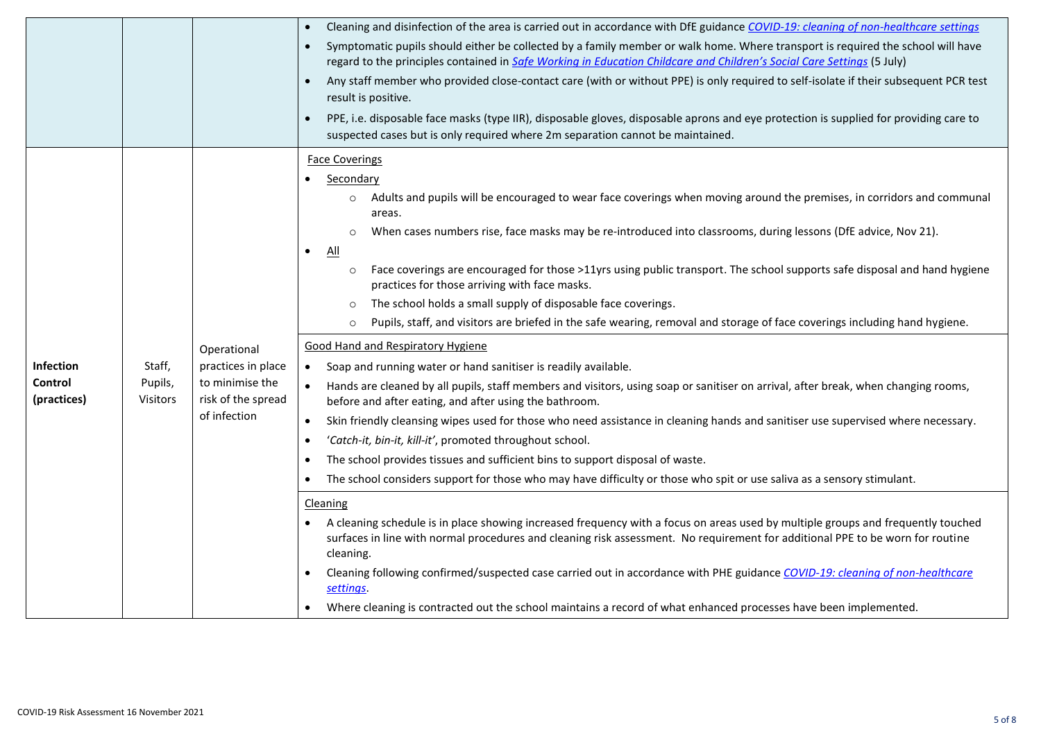| | | | |
|---|---|---|---|
| | | | • Cleaning and disinfection of the area is carried out in accordance with DfE guidance *COVID-19: cleaning of non-healthcare settings*<br>• Symptomatic pupils should either be collected by a family member or walk home. Where transport is required the school will have regard to the principles contained in *Safe Working in Education Childcare and Children's Social Care Settings* (5 July)<br>• Any staff member who provided close-contact care (with or without PPE) is only required to self-isolate if their subsequent PCR test result is positive.<br>• PPE, i.e. disposable face masks (type IIR), disposable gloves, disposable aprons and eye protection is supplied for providing care to suspected cases but is only required where 2m separation cannot be maintained. |
| **Infection Control (practices)** | Staff, Pupils, Visitors | Operational practices in place to minimise the risk of the spread of infection | Face Coverings<br>• Secondary<br>  ○ Adults and pupils will be encouraged to wear face coverings when moving around the premises, in corridors and communal areas.<br>  ○ When cases numbers rise, face masks may be re-introduced into classrooms, during lessons (DfE advice, Nov 21).<br>• All<br>  ○ Face coverings are encouraged for those >11yrs using public transport. The school supports safe disposal and hand hygiene practices for those arriving with face masks.<br>  ○ The school holds a small supply of disposable face coverings.<br>  ○ Pupils, staff, and visitors are briefed in the safe wearing, removal and storage of face coverings including hand hygiene.<br><br>Good Hand and Respiratory Hygiene<br>• Soap and running water or hand sanitiser is readily available.<br>• Hands are cleaned by all pupils, staff members and visitors, using soap or sanitiser on arrival, after break, when changing rooms, before and after eating, and after using the bathroom.<br>• Skin friendly cleansing wipes used for those who need assistance in cleaning hands and sanitiser use supervised where necessary.<br>• '*Catch-it, bin-it, kill-it*', promoted throughout school.<br>• The school provides tissues and sufficient bins to support disposal of waste.<br>• The school considers support for those who may have difficulty or those who spit or use saliva as a sensory stimulant.<br><br>Cleaning<br>• A cleaning schedule is in place showing increased frequency with a focus on areas used by multiple groups and frequently touched surfaces in line with normal procedures and cleaning risk assessment. No requirement for additional PPE to be worn for routine cleaning.<br>• Cleaning following confirmed/suspected case carried out in accordance with PHE guidance *COVID-19: cleaning of non-healthcare settings*.<br>• Where cleaning is contracted out the school maintains a record of what enhanced processes have been implemented. |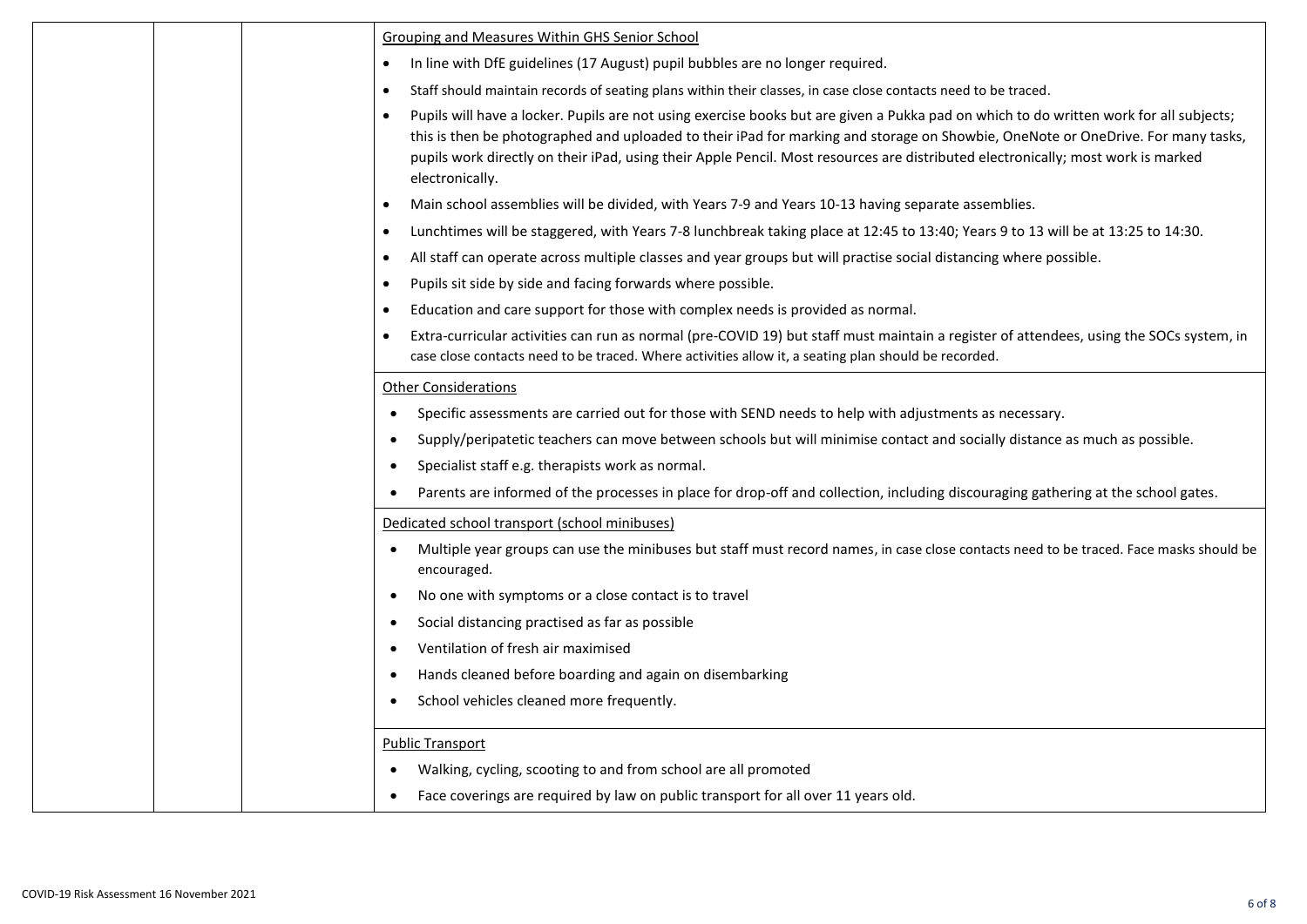| | | | |
|---|---|---|---|
| | | | <u>Grouping and Measures Within GHS Senior School</u><br>• In line with DfE guidelines (17 August) pupil bubbles are no longer required.<br>• Staff should maintain records of seating plans within their classes, in case close contacts need to be traced.<br>• Pupils will have a locker. Pupils are not using exercise books but are given a Pukka pad on which to do written work for all subjects; this is then be photographed and uploaded to their iPad for marking and storage on Showbie, OneNote or OneDrive. For many tasks, pupils work directly on their iPad, using their Apple Pencil. Most resources are distributed electronically; most work is marked electronically.<br>• Main school assemblies will be divided, with Years 7-9 and Years 10-13 having separate assemblies.<br>• Lunchtimes will be staggered, with Years 7-8 lunchbreak taking place at 12:45 to 13:40; Years 9 to 13 will be at 13:25 to 14:30.<br>• All staff can operate across multiple classes and year groups but will practise social distancing where possible.<br>• Pupils sit side by side and facing forwards where possible.<br>• Education and care support for those with complex needs is provided as normal.<br>• Extra-curricular activities can run as normal (pre-COVID 19) but staff must maintain a register of attendees, using the SOCs system, in case close contacts need to be traced. Where activities allow it, a seating plan should be recorded. |
| | | | <u>Other Considerations</u><br>• Specific assessments are carried out for those with SEND needs to help with adjustments as necessary.<br>• Supply/peripatetic teachers can move between schools but will minimise contact and socially distance as much as possible.<br>• Specialist staff e.g. therapists work as normal.<br>• Parents are informed of the processes in place for drop-off and collection, including discouraging gathering at the school gates. |
| | | | <u>Dedicated school transport (school minibuses)</u><br>• Multiple year groups can use the minibuses but staff must record names, in case close contacts need to be traced. Face masks should be encouraged.<br>• No one with symptoms or a close contact is to travel<br>• Social distancing practised as far as possible<br>• Ventilation of fresh air maximised<br>• Hands cleaned before boarding and again on disembarking<br>• School vehicles cleaned more frequently. |
| | | | <u>Public Transport</u><br>• Walking, cycling, scooting to and from school are all promoted<br>• Face coverings are required by law on public transport for all over 11 years old. |

COVID-19 Risk Assessment 16 November 2021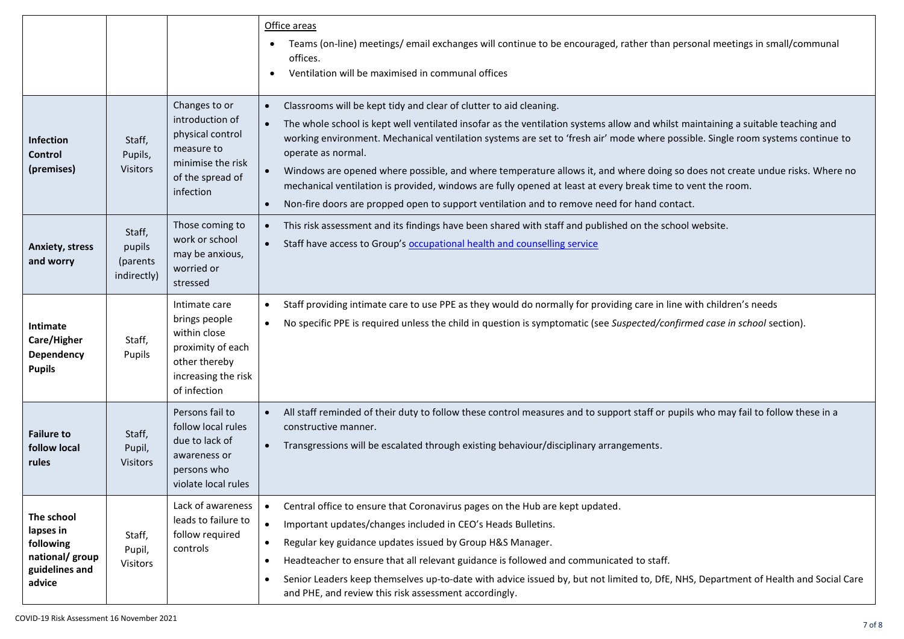| | | | |
|---|---|---|---|
| | | | Office areas<br>• Teams (on-line) meetings/ email exchanges will continue to be encouraged, rather than personal meetings in small/communal offices.<br>• Ventilation will be maximised in communal offices |
| **Infection Control (premises)** | Staff, Pupils, Visitors | Changes to or introduction of physical control measure to minimise the risk of the spread of infection | • Classrooms will be kept tidy and clear of clutter to aid cleaning.<br>• The whole school is kept well ventilated insofar as the ventilation systems allow and whilst maintaining a suitable teaching and working environment. Mechanical ventilation systems are set to 'fresh air' mode where possible. Single room systems continue to operate as normal.<br>• Windows are opened where possible, and where temperature allows it, and where doing so does not create undue risks. Where no mechanical ventilation is provided, windows are fully opened at least at every break time to vent the room.<br>• Non-fire doors are propped open to support ventilation and to remove need for hand contact. |
| **Anxiety, stress and worry** | Staff, pupils (parents indirectly) | Those coming to work or school may be anxious, worried or stressed | • This risk assessment and its findings have been shared with staff and published on the school website.<br>• Staff have access to Group's occupational health and counselling service |
| **Intimate Care/Higher Dependency Pupils** | Staff, Pupils | Intimate care brings people within close proximity of each other thereby increasing the risk of infection | • Staff providing intimate care to use PPE as they would do normally for providing care in line with children's needs<br>• No specific PPE is required unless the child in question is symptomatic (see *Suspected/confirmed case in school* section). |
| **Failure to follow local rules** | Staff, Pupil, Visitors | Persons fail to follow local rules due to lack of awareness or persons who violate local rules | • All staff reminded of their duty to follow these control measures and to support staff or pupils who may fail to follow these in a constructive manner.<br>• Transgressions will be escalated through existing behaviour/disciplinary arrangements. |
| **The school lapses in following national/ group guidelines and advice** | Staff, Pupil, Visitors | Lack of awareness leads to failure to follow required controls | • Central office to ensure that Coronavirus pages on the Hub are kept updated.<br>• Important updates/changes included in CEO's Heads Bulletins.<br>• Regular key guidance updates issued by Group H&S Manager.<br>• Headteacher to ensure that all relevant guidance is followed and communicated to staff.<br>• Senior Leaders keep themselves up-to-date with advice issued by, but not limited to, DfE, NHS, Department of Health and Social Care and PHE, and review this risk assessment accordingly. |

COVID-19 Risk Assessment 16 November 2021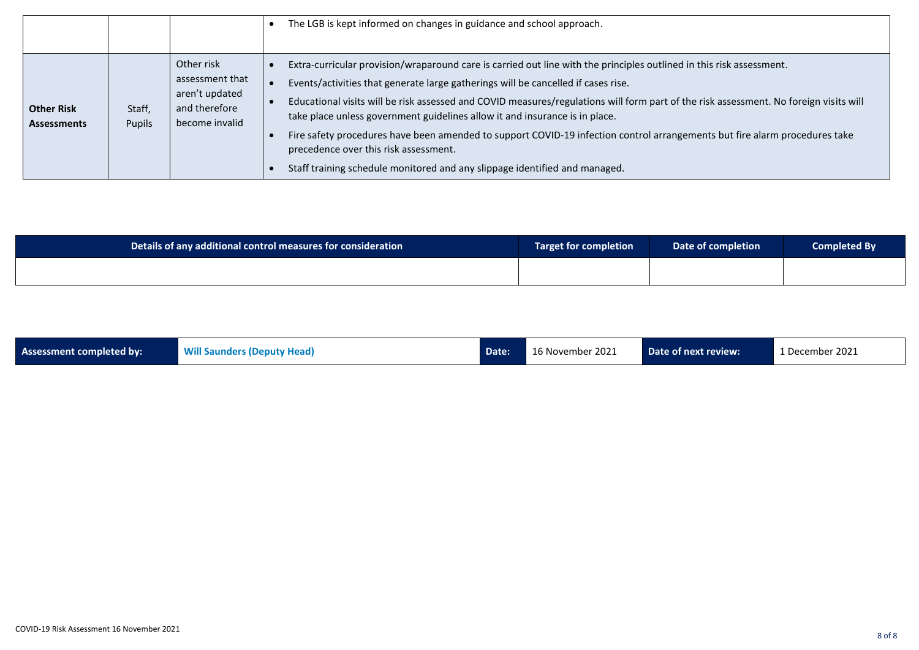| | | | |
|---|---|---|---|
| | | | • The LGB is kept informed on changes in guidance and school approach. |
| **Other Risk Assessments** | Staff, Pupils | Other risk assessment that aren't updated and therefore become invalid | • Extra-curricular provision/wraparound care is carried out line with the principles outlined in this risk assessment.<br>• Events/activities that generate large gatherings will be cancelled if cases rise.<br>• Educational visits will be risk assessed and COVID measures/regulations will form part of the risk assessment. No foreign visits will take place unless government guidelines allow it and insurance is in place.<br>• Fire safety procedures have been amended to support COVID-19 infection control arrangements but fire alarm procedures take precedence over this risk assessment.<br>• Staff training schedule monitored and any slippage identified and managed. |

| Details of any additional control measures for consideration | Target for completion | Date of completion | Completed By |
|---|---|---|---|
| | | | |

| Assessment completed by: | Will Saunders (Deputy Head) | Date: | 16 November 2021 | Date of next review: | 1 December 2021 |
|---|---|---|---|---|---|

COVID-19 Risk Assessment 16 November 2021